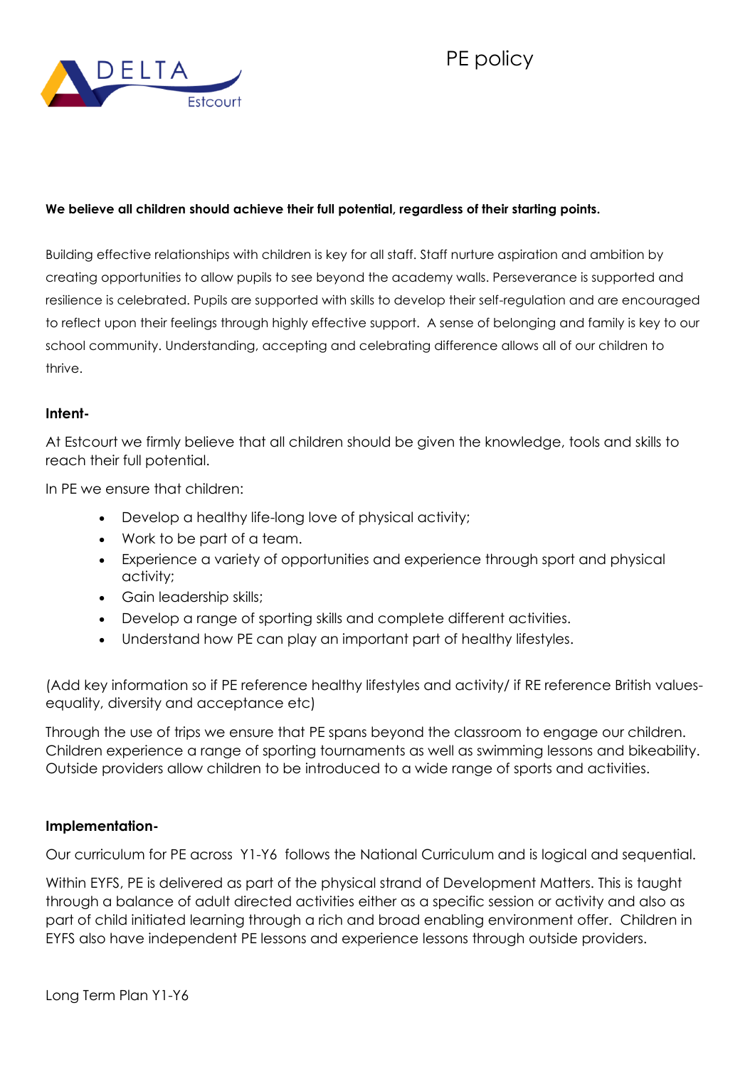# PE policy

DELTA Estcourt

**We believe all children should achieve their full potential, regardless of their starting points.**

Building effective relationships with children is key for all staff. Staff nurture aspiration and ambition by creating opportunities to allow pupils to see beyond the academy walls. Perseverance is supported and resilience is celebrated. Pupils are supported with skills to develop their self-regulation and are encouraged to reflect upon their feelings through highly effective support. A sense of belonging and family is key to our school community. Understanding, accepting and celebrating difference allows all of our children to thrive.

**Intent-**

At Estcourt we firmly believe that all children should be given the knowledge, tools and skills to reach their full potential.

In PE we ensure that children:

- Develop a healthy life-long love of physical activity;
- Work to be part of a team.
- Experience a variety of opportunities and experience through sport and physical activity;
- Gain leadership skills;
- Develop a range of sporting skills and complete different activities.
- Understand how PE can play an important part of healthy lifestyles.

(Add key information so if PE reference healthy lifestyles and activity/ if RE reference British values-equality, diversity and acceptance etc)

Through the use of trips we ensure that PE spans beyond the classroom to engage our children. Children experience a range of sporting tournaments as well as swimming lessons and bikeability. Outside providers allow children to be introduced to a wide range of sports and activities.

**Implementation-**

Our curriculum for PE across Y1-Y6 follows the National Curriculum and is logical and sequential.

Within EYFS, PE is delivered as part of the physical strand of Development Matters. This is taught through a balance of adult directed activities either as a specific session or activity and also as part of child initiated learning through a rich and broad enabling environment offer. Children in EYFS also have independent PE lessons and experience lessons through outside providers.

Long Term Plan Y1-Y6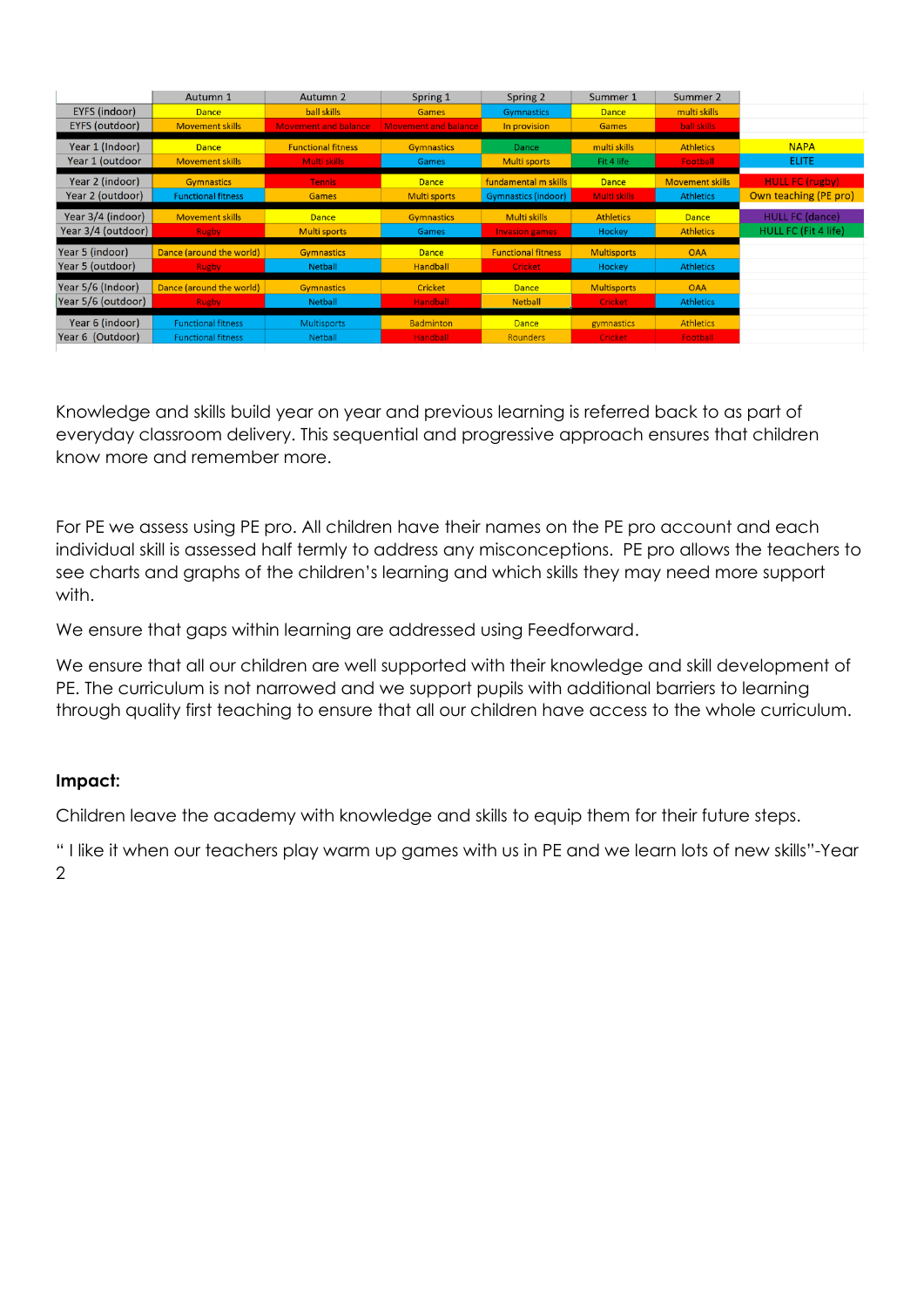| | Autumn 1 | Autumn 2 | Spring 1 | Spring 2 | Summer 1 | Summer 2 | |
|---|---|---|---|---|---|---|---|
| EYFS (indoor) | Dance | ball skills | Games | Gymnastics | Dance | multi skills | |
| EYFS (outdoor) | Movement skills | Movement and balance | Movement and balance | In provision | Games | ball skills | |
| Year 1 (Indoor) | Dance | Functional fitness | Gymnastics | Dance | multi skills | Athletics | NAPA |
| Year 1 (outdoor | Movement skills | Multi skills | Games | Multi sports | Fit 4 life | Football | ELITE |
| Year 2 (indoor) | Gymnastics | Tennis | Dance | fundamental m skills | Dance | Movement skills | HULL FC (rugby) |
| Year 2 (outdoor) | Functional fitness | Games | Multi sports | Gymnastics (indoor) | Multi skills | Athletics | Own teaching (PE pro) |
| Year 3/4 (indoor) | Movement skills | Dance | Gymnastics | Multi skills | Athletics | Dance | HULL FC (dance) |
| Year 3/4 (outdoor) | Rugby | Multi sports | Games | Invasion games | Hockey | Athletics | HULL FC (Fit 4 life) |
| Year 5 (indoor) | Dance (around the world) | Gymnastics | Dance | Functional fitness | Multisports | OAA | |
| Year 5 (outdoor) | Rugby | Netball | Handball | Cricket | Hockey | Athletics | |
| Year 5/6 (Indoor) | Dance (around the world) | Gymnastics | Cricket | Dance | Multisports | OAA | |
| Year 5/6 (outdoor) | Rugby | Netball | Handball | Netball | Cricket | Athletics | |
| Year 6 (indoor) | Functional fitness | Multisports | Badminton | Dance | gymnastics | Athletics | |
| Year 6 (Outdoor) | Functional fitness | Netball | Handball | Rounders | Cricket | Football | |

Knowledge and skills build year on year and previous learning is referred back to as part of everyday classroom delivery. This sequential and progressive approach ensures that children know more and remember more.

For PE we assess using PE pro. All children have their names on the PE pro account and each individual skill is assessed half termly to address any misconceptions. PE pro allows the teachers to see charts and graphs of the children's learning and which skills they may need more support with.

We ensure that gaps within learning are addressed using Feedforward.

We ensure that all our children are well supported with their knowledge and skill development of PE. The curriculum is not narrowed and we support pupils with additional barriers to learning through quality first teaching to ensure that all our children have access to the whole curriculum.

**Impact:**

Children leave the academy with knowledge and skills to equip them for their future steps.

" I like it when our teachers play warm up games with us in PE and we learn lots of new skills"-Year 2